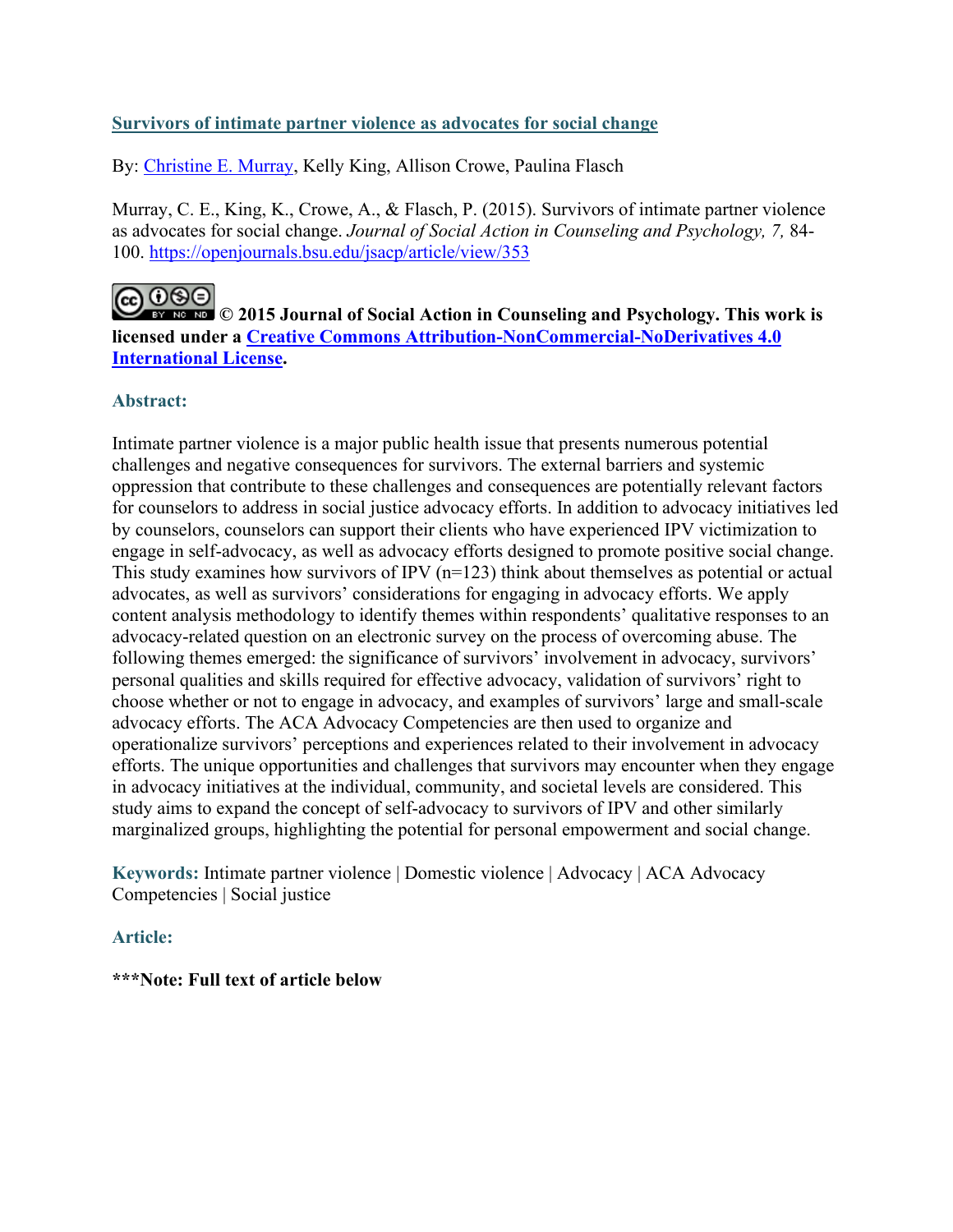# [Survivors of intimate partner violence as advocates for social change](https://openjournals.bsu.edu/jsacp/article/view/353)

By: [Christine E. Murray](#), Kelly King, Allison Crowe, Paulina Flasch

Murray, C. E., King, K., Crowe, A., & Flasch, P. (2015). Survivors of intimate partner violence as advocates for social change. *Journal of Social Action in Counseling and Psychology, 7,* 84-100. [https://openjournals.bsu.edu/jsacp/article/view/353](https://openjournals.bsu.edu/jsacp/article/view/353)

**© 2015 Journal of Social Action in Counseling and Psychology. This work is licensed under a [Creative Commons Attribution-NonCommercial-NoDerivatives 4.0 International License](https://creativecommons.org/licenses/by-nc-nd/4.0/).**

## Abstract:

Intimate partner violence is a major public health issue that presents numerous potential challenges and negative consequences for survivors. The external barriers and systemic oppression that contribute to these challenges and consequences are potentially relevant factors for counselors to address in social justice advocacy efforts. In addition to advocacy initiatives led by counselors, counselors can support their clients who have experienced IPV victimization to engage in self-advocacy, as well as advocacy efforts designed to promote positive social change. This study examines how survivors of IPV (n=123) think about themselves as potential or actual advocates, as well as survivors' considerations for engaging in advocacy efforts. We apply content analysis methodology to identify themes within respondents' qualitative responses to an advocacy-related question on an electronic survey on the process of overcoming abuse. The following themes emerged: the significance of survivors' involvement in advocacy, survivors' personal qualities and skills required for effective advocacy, validation of survivors' right to choose whether or not to engage in advocacy, and examples of survivors' large and small-scale advocacy efforts. The ACA Advocacy Competencies are then used to organize and operationalize survivors' perceptions and experiences related to their involvement in advocacy efforts. The unique opportunities and challenges that survivors may encounter when they engage in advocacy initiatives at the individual, community, and societal levels are considered. This study aims to expand the concept of self-advocacy to survivors of IPV and other similarly marginalized groups, highlighting the potential for personal empowerment and social change.

**Keywords:** Intimate partner violence | Domestic violence | Advocacy | ACA Advocacy Competencies | Social justice

## Article:

**\*\*\*Note: Full text of article below**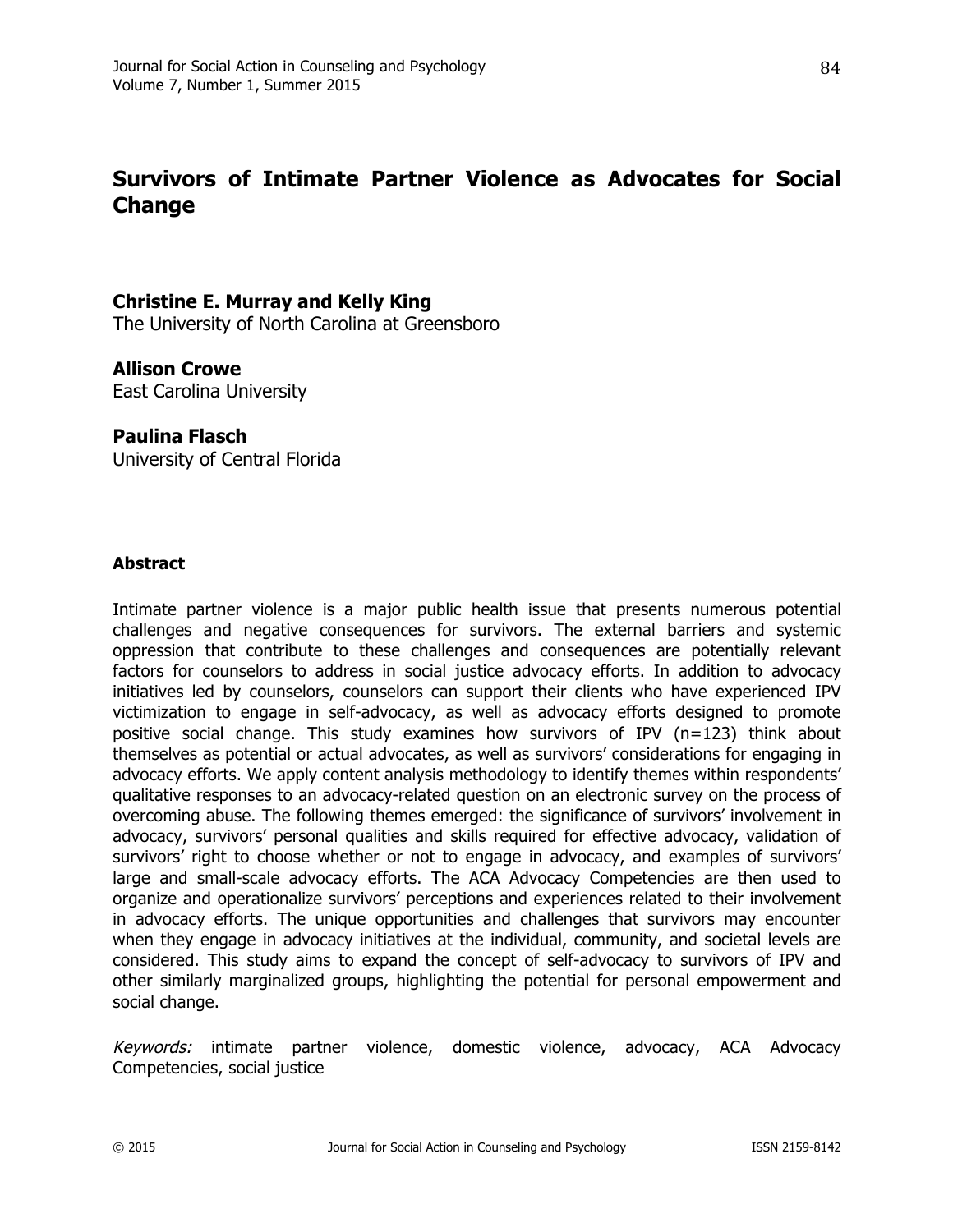# Survivors of Intimate Partner Violence as Advocates for Social Change

**Christine E. Murray and Kelly King**
The University of North Carolina at Greensboro

**Allison Crowe**
East Carolina University

**Paulina Flasch**
University of Central Florida

### Abstract

Intimate partner violence is a major public health issue that presents numerous potential challenges and negative consequences for survivors. The external barriers and systemic oppression that contribute to these challenges and consequences are potentially relevant factors for counselors to address in social justice advocacy efforts. In addition to advocacy initiatives led by counselors, counselors can support their clients who have experienced IPV victimization to engage in self-advocacy, as well as advocacy efforts designed to promote positive social change. This study examines how survivors of IPV (n=123) think about themselves as potential or actual advocates, as well as survivors' considerations for engaging in advocacy efforts. We apply content analysis methodology to identify themes within respondents' qualitative responses to an advocacy-related question on an electronic survey on the process of overcoming abuse. The following themes emerged: the significance of survivors' involvement in advocacy, survivors' personal qualities and skills required for effective advocacy, validation of survivors' right to choose whether or not to engage in advocacy, and examples of survivors' large and small-scale advocacy efforts. The ACA Advocacy Competencies are then used to organize and operationalize survivors' perceptions and experiences related to their involvement in advocacy efforts. The unique opportunities and challenges that survivors may encounter when they engage in advocacy initiatives at the individual, community, and societal levels are considered. This study aims to expand the concept of self-advocacy to survivors of IPV and other similarly marginalized groups, highlighting the potential for personal empowerment and social change.

*Keywords:* intimate partner violence, domestic violence, advocacy, ACA Advocacy Competencies, social justice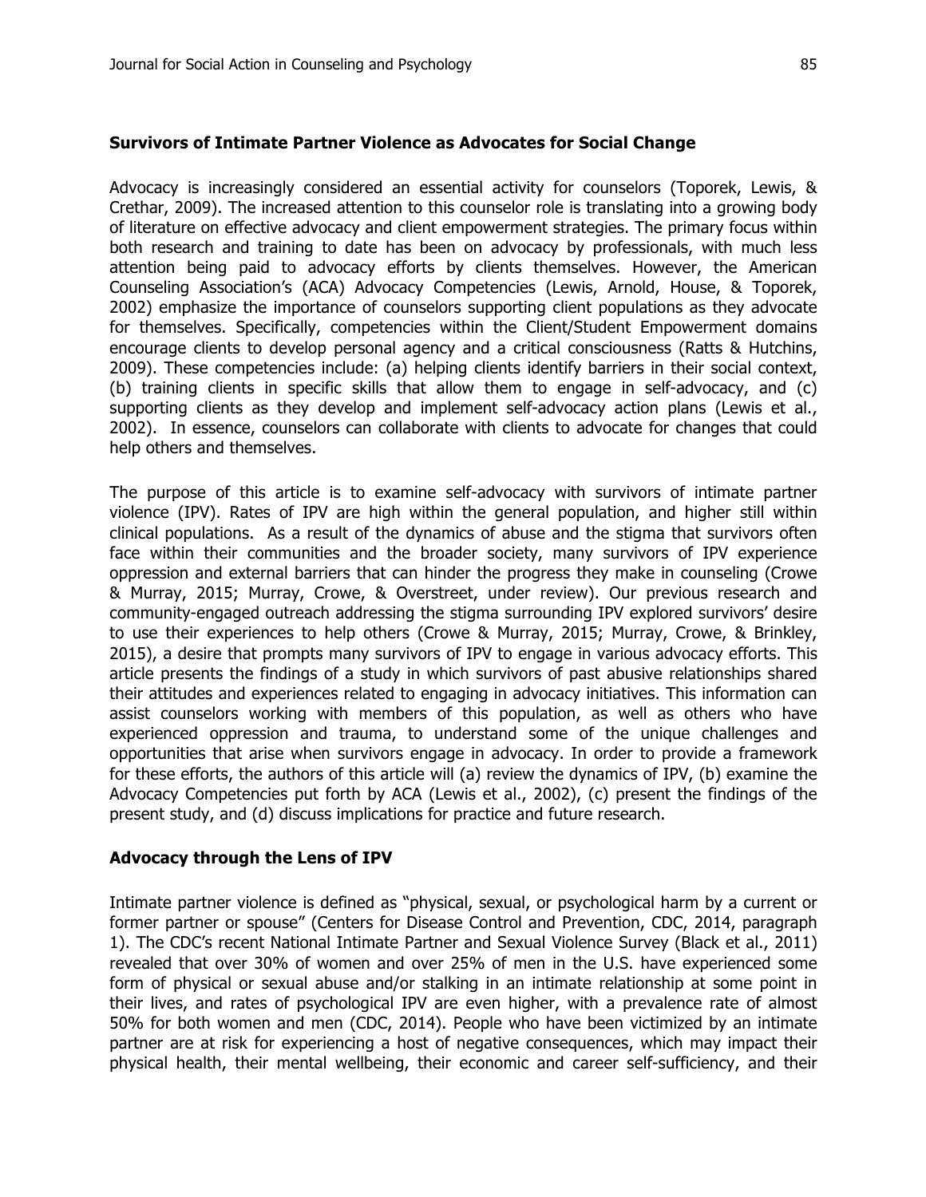### Survivors of Intimate Partner Violence as Advocates for Social Change

Advocacy is increasingly considered an essential activity for counselors (Toporek, Lewis, & Crethar, 2009). The increased attention to this counselor role is translating into a growing body of literature on effective advocacy and client empowerment strategies. The primary focus within both research and training to date has been on advocacy by professionals, with much less attention being paid to advocacy efforts by clients themselves. However, the American Counseling Association's (ACA) Advocacy Competencies (Lewis, Arnold, House, & Toporek, 2002) emphasize the importance of counselors supporting client populations as they advocate for themselves. Specifically, competencies within the Client/Student Empowerment domains encourage clients to develop personal agency and a critical consciousness (Ratts & Hutchins, 2009). These competencies include: (a) helping clients identify barriers in their social context, (b) training clients in specific skills that allow them to engage in self-advocacy, and (c) supporting clients as they develop and implement self-advocacy action plans (Lewis et al., 2002). In essence, counselors can collaborate with clients to advocate for changes that could help others and themselves.

The purpose of this article is to examine self-advocacy with survivors of intimate partner violence (IPV). Rates of IPV are high within the general population, and higher still within clinical populations. As a result of the dynamics of abuse and the stigma that survivors often face within their communities and the broader society, many survivors of IPV experience oppression and external barriers that can hinder the progress they make in counseling (Crowe & Murray, 2015; Murray, Crowe, & Overstreet, under review). Our previous research and community-engaged outreach addressing the stigma surrounding IPV explored survivors' desire to use their experiences to help others (Crowe & Murray, 2015; Murray, Crowe, & Brinkley, 2015), a desire that prompts many survivors of IPV to engage in various advocacy efforts. This article presents the findings of a study in which survivors of past abusive relationships shared their attitudes and experiences related to engaging in advocacy initiatives. This information can assist counselors working with members of this population, as well as others who have experienced oppression and trauma, to understand some of the unique challenges and opportunities that arise when survivors engage in advocacy. In order to provide a framework for these efforts, the authors of this article will (a) review the dynamics of IPV, (b) examine the Advocacy Competencies put forth by ACA (Lewis et al., 2002), (c) present the findings of the present study, and (d) discuss implications for practice and future research.

### Advocacy through the Lens of IPV

Intimate partner violence is defined as "physical, sexual, or psychological harm by a current or former partner or spouse" (Centers for Disease Control and Prevention, CDC, 2014, paragraph 1). The CDC's recent National Intimate Partner and Sexual Violence Survey (Black et al., 2011) revealed that over 30% of women and over 25% of men in the U.S. have experienced some form of physical or sexual abuse and/or stalking in an intimate relationship at some point in their lives, and rates of psychological IPV are even higher, with a prevalence rate of almost 50% for both women and men (CDC, 2014). People who have been victimized by an intimate partner are at risk for experiencing a host of negative consequences, which may impact their physical health, their mental wellbeing, their economic and career self-sufficiency, and their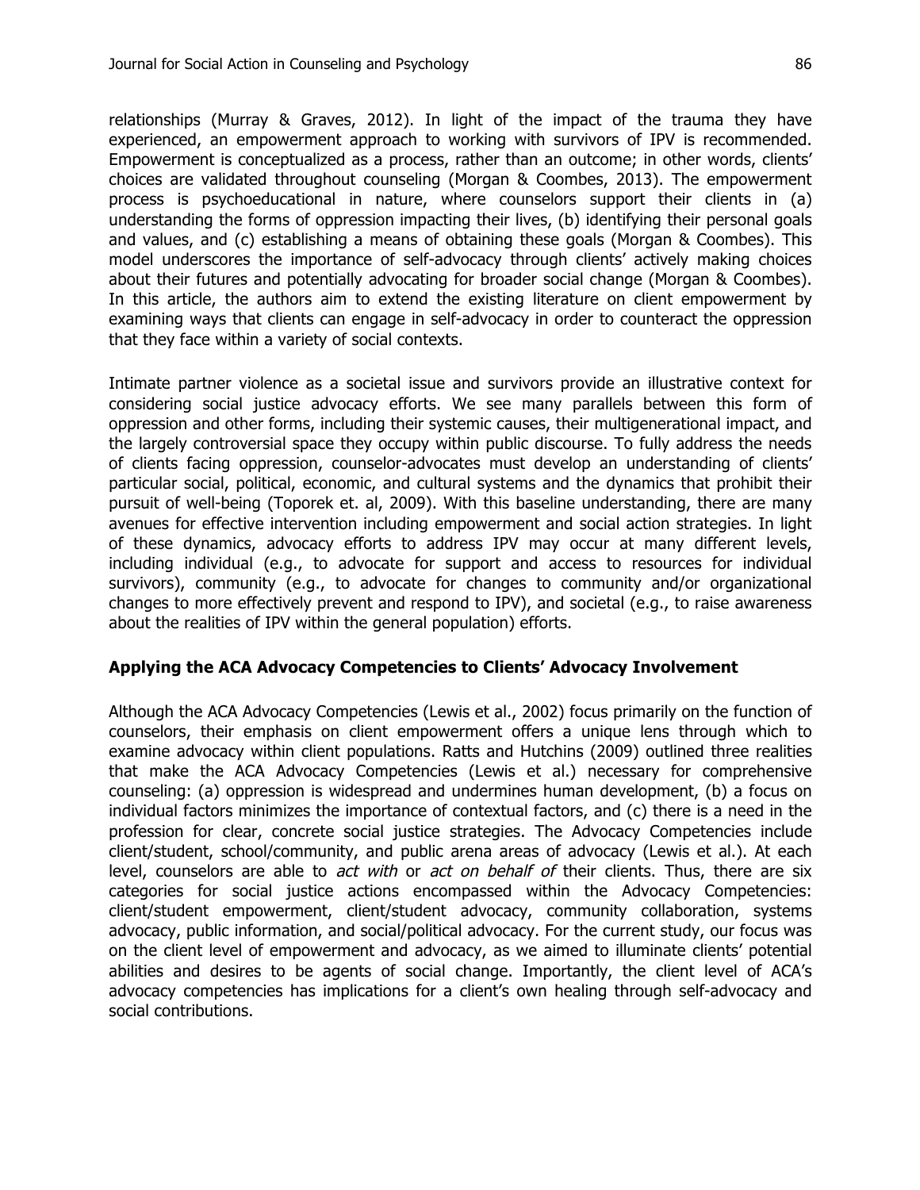relationships (Murray & Graves, 2012). In light of the impact of the trauma they have experienced, an empowerment approach to working with survivors of IPV is recommended. Empowerment is conceptualized as a process, rather than an outcome; in other words, clients' choices are validated throughout counseling (Morgan & Coombes, 2013). The empowerment process is psychoeducational in nature, where counselors support their clients in (a) understanding the forms of oppression impacting their lives, (b) identifying their personal goals and values, and (c) establishing a means of obtaining these goals (Morgan & Coombes). This model underscores the importance of self-advocacy through clients' actively making choices about their futures and potentially advocating for broader social change (Morgan & Coombes). In this article, the authors aim to extend the existing literature on client empowerment by examining ways that clients can engage in self-advocacy in order to counteract the oppression that they face within a variety of social contexts.

Intimate partner violence as a societal issue and survivors provide an illustrative context for considering social justice advocacy efforts. We see many parallels between this form of oppression and other forms, including their systemic causes, their multigenerational impact, and the largely controversial space they occupy within public discourse. To fully address the needs of clients facing oppression, counselor-advocates must develop an understanding of clients' particular social, political, economic, and cultural systems and the dynamics that prohibit their pursuit of well-being (Toporek et. al, 2009). With this baseline understanding, there are many avenues for effective intervention including empowerment and social action strategies. In light of these dynamics, advocacy efforts to address IPV may occur at many different levels, including individual (e.g., to advocate for support and access to resources for individual survivors), community (e.g., to advocate for changes to community and/or organizational changes to more effectively prevent and respond to IPV), and societal (e.g., to raise awareness about the realities of IPV within the general population) efforts.

### Applying the ACA Advocacy Competencies to Clients' Advocacy Involvement

Although the ACA Advocacy Competencies (Lewis et al., 2002) focus primarily on the function of counselors, their emphasis on client empowerment offers a unique lens through which to examine advocacy within client populations. Ratts and Hutchins (2009) outlined three realities that make the ACA Advocacy Competencies (Lewis et al.) necessary for comprehensive counseling: (a) oppression is widespread and undermines human development, (b) a focus on individual factors minimizes the importance of contextual factors, and (c) there is a need in the profession for clear, concrete social justice strategies. The Advocacy Competencies include client/student, school/community, and public arena areas of advocacy (Lewis et al.). At each level, counselors are able to *act with* or *act on behalf of* their clients. Thus, there are six categories for social justice actions encompassed within the Advocacy Competencies: client/student empowerment, client/student advocacy, community collaboration, systems advocacy, public information, and social/political advocacy. For the current study, our focus was on the client level of empowerment and advocacy, as we aimed to illuminate clients' potential abilities and desires to be agents of social change. Importantly, the client level of ACA's advocacy competencies has implications for a client's own healing through self-advocacy and social contributions.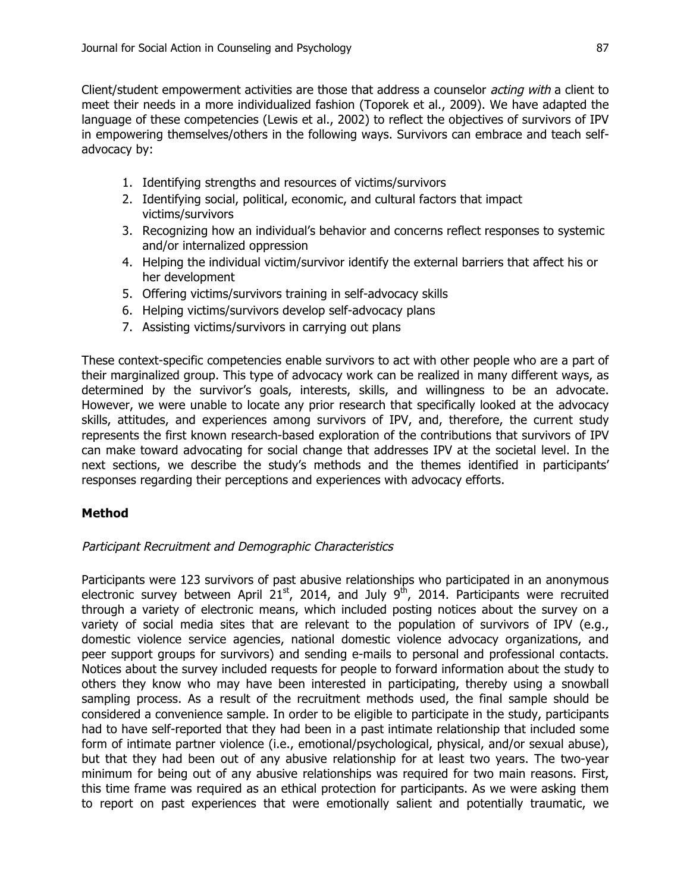Client/student empowerment activities are those that address a counselor *acting with* a client to meet their needs in a more individualized fashion (Toporek et al., 2009). We have adapted the language of these competencies (Lewis et al., 2002) to reflect the objectives of survivors of IPV in empowering themselves/others in the following ways. Survivors can embrace and teach self-advocacy by:

1. Identifying strengths and resources of victims/survivors
2. Identifying social, political, economic, and cultural factors that impact victims/survivors
3. Recognizing how an individual's behavior and concerns reflect responses to systemic and/or internalized oppression
4. Helping the individual victim/survivor identify the external barriers that affect his or her development
5. Offering victims/survivors training in self-advocacy skills
6. Helping victims/survivors develop self-advocacy plans
7. Assisting victims/survivors in carrying out plans

These context-specific competencies enable survivors to act with other people who are a part of their marginalized group. This type of advocacy work can be realized in many different ways, as determined by the survivor's goals, interests, skills, and willingness to be an advocate. However, we were unable to locate any prior research that specifically looked at the advocacy skills, attitudes, and experiences among survivors of IPV, and, therefore, the current study represents the first known research-based exploration of the contributions that survivors of IPV can make toward advocating for social change that addresses IPV at the societal level. In the next sections, we describe the study's methods and the themes identified in participants' responses regarding their perceptions and experiences with advocacy efforts.

## Method

### *Participant Recruitment and Demographic Characteristics*

Participants were 123 survivors of past abusive relationships who participated in an anonymous electronic survey between April 21st, 2014, and July 9th, 2014. Participants were recruited through a variety of electronic means, which included posting notices about the survey on a variety of social media sites that are relevant to the population of survivors of IPV (e.g., domestic violence service agencies, national domestic violence advocacy organizations, and peer support groups for survivors) and sending e-mails to personal and professional contacts. Notices about the survey included requests for people to forward information about the study to others they know who may have been interested in participating, thereby using a snowball sampling process. As a result of the recruitment methods used, the final sample should be considered a convenience sample. In order to be eligible to participate in the study, participants had to have self-reported that they had been in a past intimate relationship that included some form of intimate partner violence (i.e., emotional/psychological, physical, and/or sexual abuse), but that they had been out of any abusive relationship for at least two years. The two-year minimum for being out of any abusive relationships was required for two main reasons. First, this time frame was required as an ethical protection for participants. As we were asking them to report on past experiences that were emotionally salient and potentially traumatic, we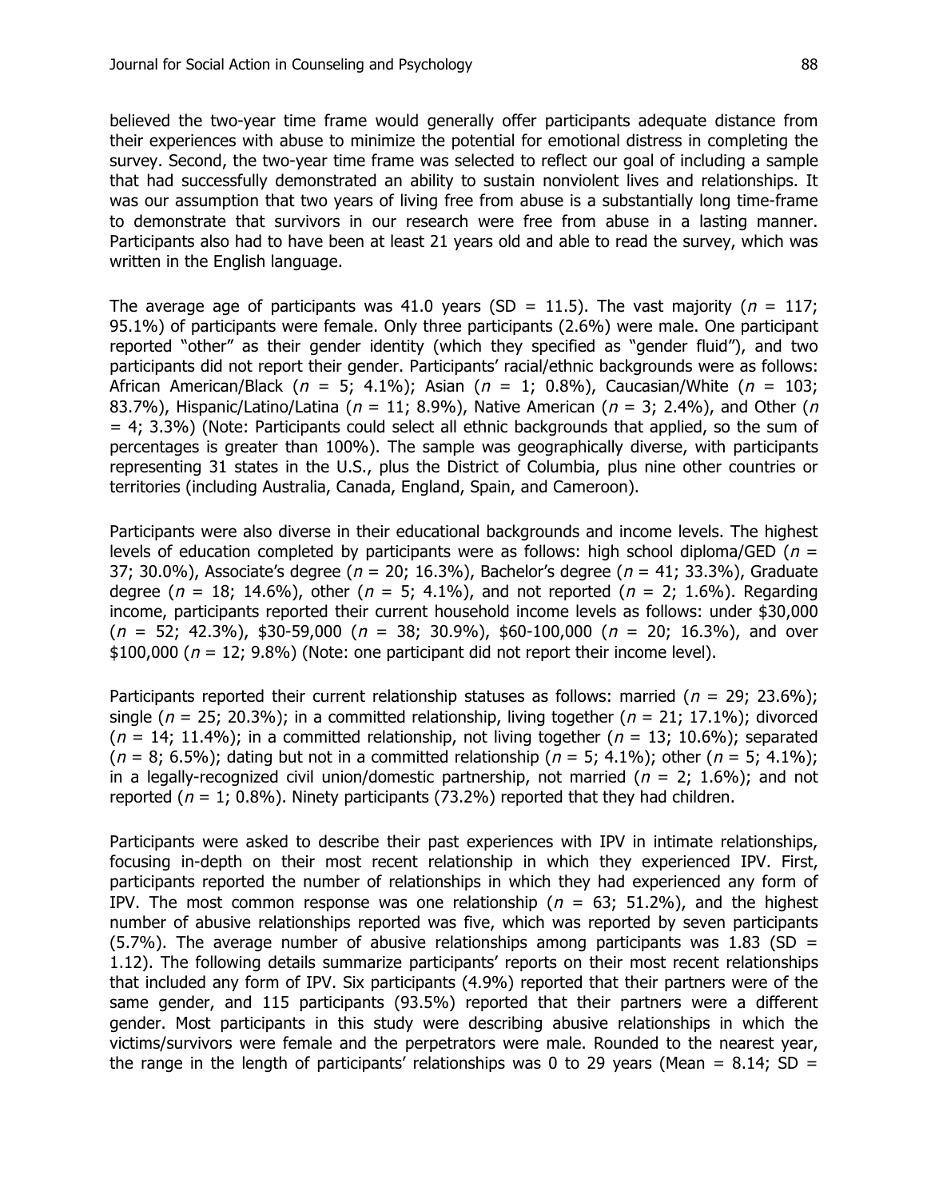believed the two-year time frame would generally offer participants adequate distance from their experiences with abuse to minimize the potential for emotional distress in completing the survey. Second, the two-year time frame was selected to reflect our goal of including a sample that had successfully demonstrated an ability to sustain nonviolent lives and relationships. It was our assumption that two years of living free from abuse is a substantially long time-frame to demonstrate that survivors in our research were free from abuse in a lasting manner. Participants also had to have been at least 21 years old and able to read the survey, which was written in the English language.

The average age of participants was 41.0 years (SD = 11.5). The vast majority ($n$ = 117; 95.1%) of participants were female. Only three participants (2.6%) were male. One participant reported "other" as their gender identity (which they specified as "gender fluid"), and two participants did not report their gender. Participants' racial/ethnic backgrounds were as follows: African American/Black ($n$ = 5; 4.1%); Asian ($n$ = 1; 0.8%), Caucasian/White ($n$ = 103; 83.7%), Hispanic/Latino/Latina ($n$ = 11; 8.9%), Native American ($n$ = 3; 2.4%), and Other ($n$ = 4; 3.3%) (Note: Participants could select all ethnic backgrounds that applied, so the sum of percentages is greater than 100%). The sample was geographically diverse, with participants representing 31 states in the U.S., plus the District of Columbia, plus nine other countries or territories (including Australia, Canada, England, Spain, and Cameroon).

Participants were also diverse in their educational backgrounds and income levels. The highest levels of education completed by participants were as follows: high school diploma/GED ($n$ = 37; 30.0%), Associate's degree ($n$ = 20; 16.3%), Bachelor's degree ($n$ = 41; 33.3%), Graduate degree ($n$ = 18; 14.6%), other ($n$ = 5; 4.1%), and not reported ($n$ = 2; 1.6%). Regarding income, participants reported their current household income levels as follows: under $30,000 ($n$ = 52; 42.3%), $30-59,000 ($n$ = 38; 30.9%), $60-100,000 ($n$ = 20; 16.3%), and over $100,000 ($n$ = 12; 9.8%) (Note: one participant did not report their income level).

Participants reported their current relationship statuses as follows: married ($n$ = 29; 23.6%); single ($n$ = 25; 20.3%); in a committed relationship, living together ($n$ = 21; 17.1%); divorced ($n$ = 14; 11.4%); in a committed relationship, not living together ($n$ = 13; 10.6%); separated ($n$ = 8; 6.5%); dating but not in a committed relationship ($n$ = 5; 4.1%); other ($n$ = 5; 4.1%); in a legally-recognized civil union/domestic partnership, not married ($n$ = 2; 1.6%); and not reported ($n$ = 1; 0.8%). Ninety participants (73.2%) reported that they had children.

Participants were asked to describe their past experiences with IPV in intimate relationships, focusing in-depth on their most recent relationship in which they experienced IPV. First, participants reported the number of relationships in which they had experienced any form of IPV. The most common response was one relationship ($n$ = 63; 51.2%), and the highest number of abusive relationships reported was five, which was reported by seven participants (5.7%). The average number of abusive relationships among participants was 1.83 (SD = 1.12). The following details summarize participants' reports on their most recent relationships that included any form of IPV. Six participants (4.9%) reported that their partners were of the same gender, and 115 participants (93.5%) reported that their partners were a different gender. Most participants in this study were describing abusive relationships in which the victims/survivors were female and the perpetrators were male. Rounded to the nearest year, the range in the length of participants' relationships was 0 to 29 years (Mean = 8.14; SD =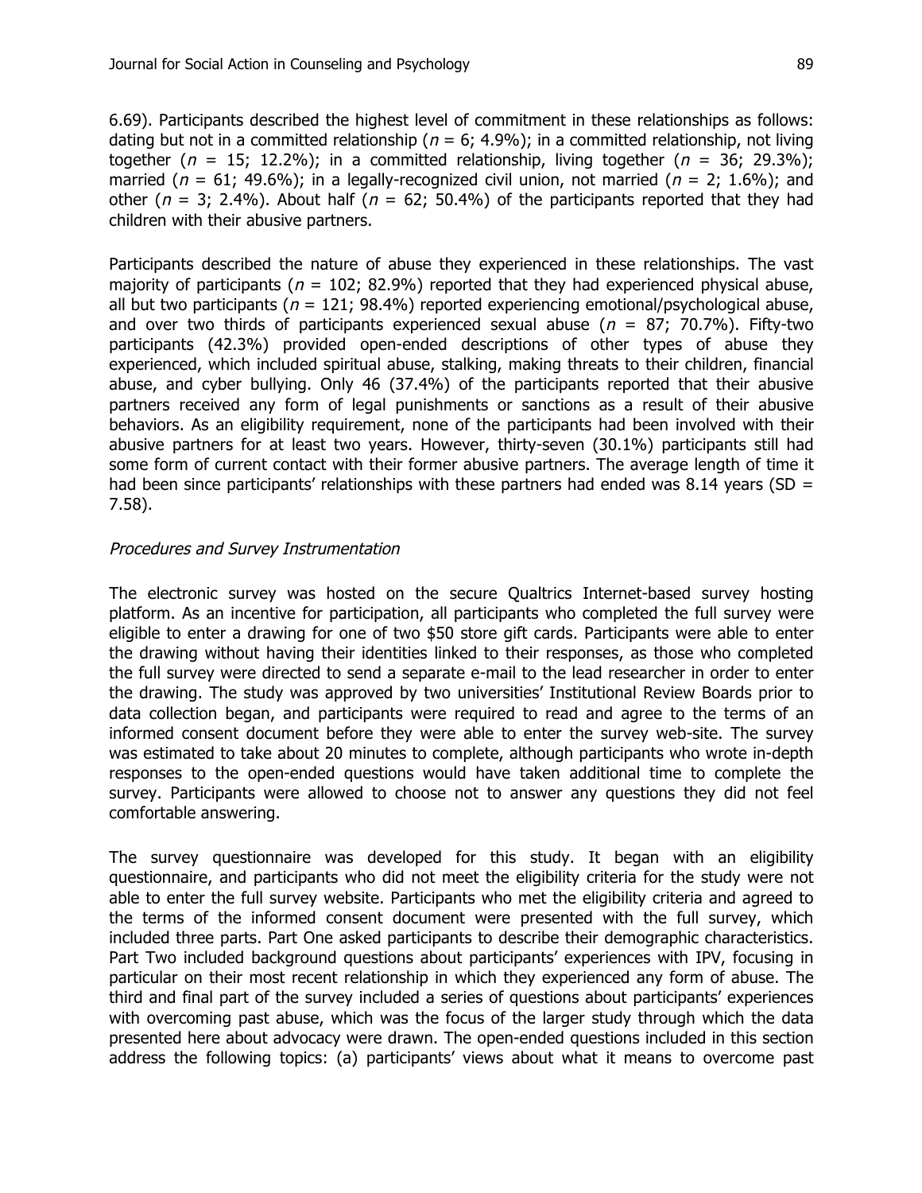6.69). Participants described the highest level of commitment in these relationships as follows: dating but not in a committed relationship ($n$ = 6; 4.9%); in a committed relationship, not living together ($n$ = 15; 12.2%); in a committed relationship, living together ($n$ = 36; 29.3%); married ($n$ = 61; 49.6%); in a legally-recognized civil union, not married ($n$ = 2; 1.6%); and other ($n$ = 3; 2.4%). About half ($n$ = 62; 50.4%) of the participants reported that they had children with their abusive partners.

Participants described the nature of abuse they experienced in these relationships. The vast majority of participants ($n$ = 102; 82.9%) reported that they had experienced physical abuse, all but two participants ($n$ = 121; 98.4%) reported experiencing emotional/psychological abuse, and over two thirds of participants experienced sexual abuse ($n$ = 87; 70.7%). Fifty-two participants (42.3%) provided open-ended descriptions of other types of abuse they experienced, which included spiritual abuse, stalking, making threats to their children, financial abuse, and cyber bullying. Only 46 (37.4%) of the participants reported that their abusive partners received any form of legal punishments or sanctions as a result of their abusive behaviors. As an eligibility requirement, none of the participants had been involved with their abusive partners for at least two years. However, thirty-seven (30.1%) participants still had some form of current contact with their former abusive partners. The average length of time it had been since participants' relationships with these partners had ended was 8.14 years (SD = 7.58).

*Procedures and Survey Instrumentation*

The electronic survey was hosted on the secure Qualtrics Internet-based survey hosting platform. As an incentive for participation, all participants who completed the full survey were eligible to enter a drawing for one of two $50 store gift cards. Participants were able to enter the drawing without having their identities linked to their responses, as those who completed the full survey were directed to send a separate e-mail to the lead researcher in order to enter the drawing. The study was approved by two universities' Institutional Review Boards prior to data collection began, and participants were required to read and agree to the terms of an informed consent document before they were able to enter the survey web-site. The survey was estimated to take about 20 minutes to complete, although participants who wrote in-depth responses to the open-ended questions would have taken additional time to complete the survey. Participants were allowed to choose not to answer any questions they did not feel comfortable answering.

The survey questionnaire was developed for this study. It began with an eligibility questionnaire, and participants who did not meet the eligibility criteria for the study were not able to enter the full survey website. Participants who met the eligibility criteria and agreed to the terms of the informed consent document were presented with the full survey, which included three parts. Part One asked participants to describe their demographic characteristics. Part Two included background questions about participants' experiences with IPV, focusing in particular on their most recent relationship in which they experienced any form of abuse. The third and final part of the survey included a series of questions about participants' experiences with overcoming past abuse, which was the focus of the larger study through which the data presented here about advocacy were drawn. The open-ended questions included in this section address the following topics: (a) participants' views about what it means to overcome past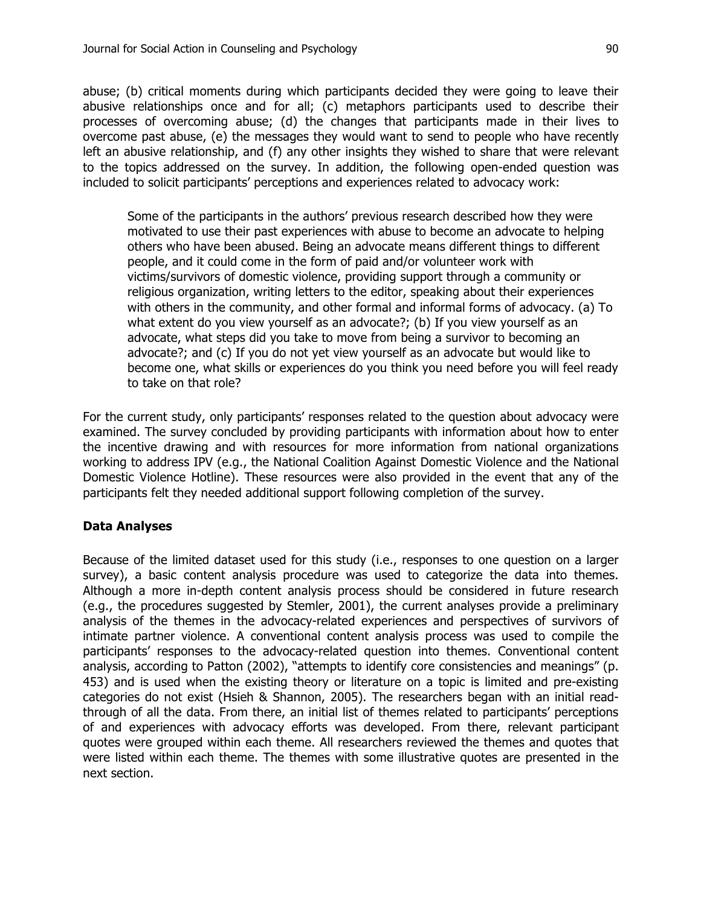abuse; (b) critical moments during which participants decided they were going to leave their abusive relationships once and for all; (c) metaphors participants used to describe their processes of overcoming abuse; (d) the changes that participants made in their lives to overcome past abuse, (e) the messages they would want to send to people who have recently left an abusive relationship, and (f) any other insights they wished to share that were relevant to the topics addressed on the survey. In addition, the following open-ended question was included to solicit participants' perceptions and experiences related to advocacy work:

> Some of the participants in the authors' previous research described how they were motivated to use their past experiences with abuse to become an advocate to helping others who have been abused. Being an advocate means different things to different people, and it could come in the form of paid and/or volunteer work with victims/survivors of domestic violence, providing support through a community or religious organization, writing letters to the editor, speaking about their experiences with others in the community, and other formal and informal forms of advocacy. (a) To what extent do you view yourself as an advocate?; (b) If you view yourself as an advocate, what steps did you take to move from being a survivor to becoming an advocate?; and (c) If you do not yet view yourself as an advocate but would like to become one, what skills or experiences do you think you need before you will feel ready to take on that role?

For the current study, only participants' responses related to the question about advocacy were examined. The survey concluded by providing participants with information about how to enter the incentive drawing and with resources for more information from national organizations working to address IPV (e.g., the National Coalition Against Domestic Violence and the National Domestic Violence Hotline). These resources were also provided in the event that any of the participants felt they needed additional support following completion of the survey.

### Data Analyses

Because of the limited dataset used for this study (i.e., responses to one question on a larger survey), a basic content analysis procedure was used to categorize the data into themes. Although a more in-depth content analysis process should be considered in future research (e.g., the procedures suggested by Stemler, 2001), the current analyses provide a preliminary analysis of the themes in the advocacy-related experiences and perspectives of survivors of intimate partner violence. A conventional content analysis process was used to compile the participants' responses to the advocacy-related question into themes. Conventional content analysis, according to Patton (2002), "attempts to identify core consistencies and meanings" (p. 453) and is used when the existing theory or literature on a topic is limited and pre-existing categories do not exist (Hsieh & Shannon, 2005). The researchers began with an initial read-through of all the data. From there, an initial list of themes related to participants' perceptions of and experiences with advocacy efforts was developed. From there, relevant participant quotes were grouped within each theme. All researchers reviewed the themes and quotes that were listed within each theme. The themes with some illustrative quotes are presented in the next section.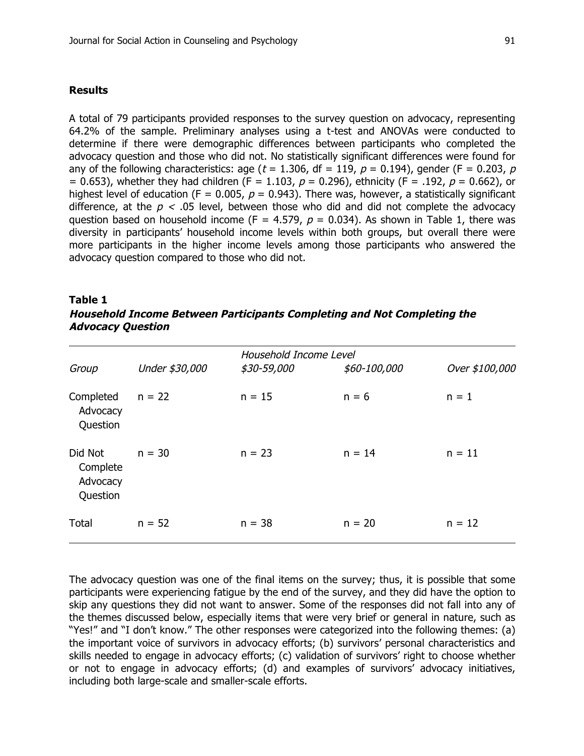## Results

A total of 79 participants provided responses to the survey question on advocacy, representing 64.2% of the sample. Preliminary analyses using a t-test and ANOVAs were conducted to determine if there were demographic differences between participants who completed the advocacy question and those who did not. No statistically significant differences were found for any of the following characteristics: age ($t$ = 1.306, df = 119, $p$ = 0.194), gender (F = 0.203, $p$ = 0.653), whether they had children (F = 1.103, $p$ = 0.296), ethnicity (F = .192, $p$ = 0.662), or highest level of education (F = 0.005, $p$ = 0.943). There was, however, a statistically significant difference, at the $p$ < .05 level, between those who did and did not complete the advocacy question based on household income (F = 4.579, $p$ = 0.034). As shown in Table 1, there was diversity in participants' household income levels within both groups, but overall there were more participants in the higher income levels among those participants who answered the advocacy question compared to those who did not.

**Table 1**
***Household Income Between Participants Completing and Not Completing the Advocacy Question***

| | *Household Income Level* | | | |
|---|---|---|---|---|
| *Group* | *Under $30,000* | *$30-59,000* | *$60-100,000* | *Over $100,000* |
| Completed Advocacy Question | n = 22 | n = 15 | n = 6 | n = 1 |
| Did Not Complete Advocacy Question | n = 30 | n = 23 | n = 14 | n = 11 |
| Total | n = 52 | n = 38 | n = 20 | n = 12 |

The advocacy question was one of the final items on the survey; thus, it is possible that some participants were experiencing fatigue by the end of the survey, and they did have the option to skip any questions they did not want to answer. Some of the responses did not fall into any of the themes discussed below, especially items that were very brief or general in nature, such as "Yes!" and "I don't know." The other responses were categorized into the following themes: (a) the important voice of survivors in advocacy efforts; (b) survivors' personal characteristics and skills needed to engage in advocacy efforts; (c) validation of survivors' right to choose whether or not to engage in advocacy efforts; (d) and examples of survivors' advocacy initiatives, including both large-scale and smaller-scale efforts.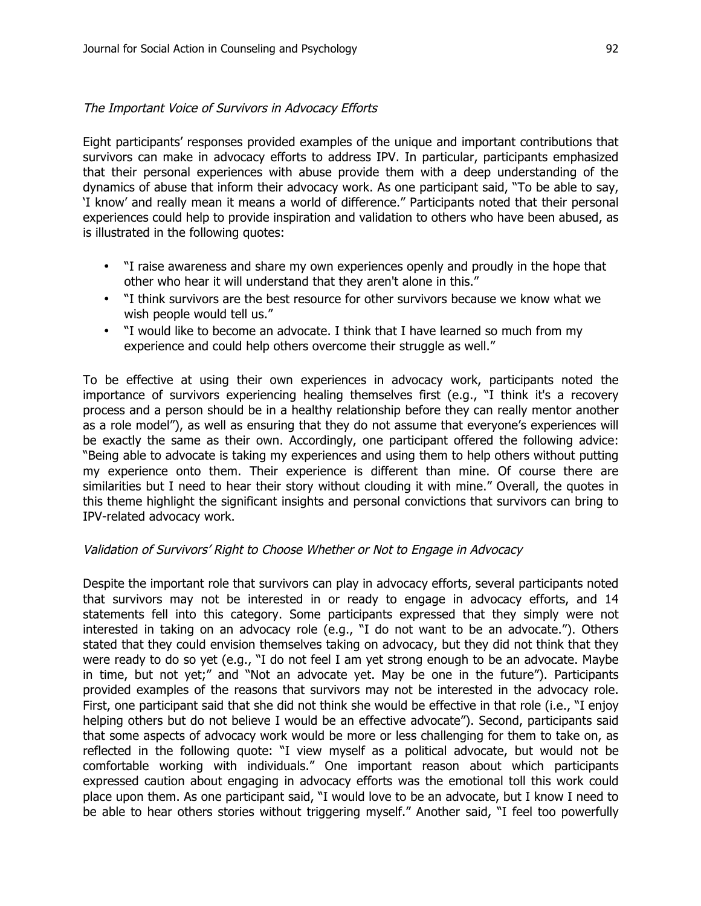*The Important Voice of Survivors in Advocacy Efforts*

Eight participants' responses provided examples of the unique and important contributions that survivors can make in advocacy efforts to address IPV. In particular, participants emphasized that their personal experiences with abuse provide them with a deep understanding of the dynamics of abuse that inform their advocacy work. As one participant said, "To be able to say, 'I know' and really mean it means a world of difference." Participants noted that their personal experiences could help to provide inspiration and validation to others who have been abused, as is illustrated in the following quotes:

- "I raise awareness and share my own experiences openly and proudly in the hope that other who hear it will understand that they aren't alone in this."
- "I think survivors are the best resource for other survivors because we know what we wish people would tell us."
- "I would like to become an advocate. I think that I have learned so much from my experience and could help others overcome their struggle as well."

To be effective at using their own experiences in advocacy work, participants noted the importance of survivors experiencing healing themselves first (e.g., "I think it's a recovery process and a person should be in a healthy relationship before they can really mentor another as a role model"), as well as ensuring that they do not assume that everyone's experiences will be exactly the same as their own. Accordingly, one participant offered the following advice: "Being able to advocate is taking my experiences and using them to help others without putting my experience onto them. Their experience is different than mine. Of course there are similarities but I need to hear their story without clouding it with mine." Overall, the quotes in this theme highlight the significant insights and personal convictions that survivors can bring to IPV-related advocacy work.

*Validation of Survivors' Right to Choose Whether or Not to Engage in Advocacy*

Despite the important role that survivors can play in advocacy efforts, several participants noted that survivors may not be interested in or ready to engage in advocacy efforts, and 14 statements fell into this category. Some participants expressed that they simply were not interested in taking on an advocacy role (e.g., "I do not want to be an advocate."). Others stated that they could envision themselves taking on advocacy, but they did not think that they were ready to do so yet (e.g., "I do not feel I am yet strong enough to be an advocate. Maybe in time, but not yet;" and "Not an advocate yet. May be one in the future"). Participants provided examples of the reasons that survivors may not be interested in the advocacy role. First, one participant said that she did not think she would be effective in that role (i.e., "I enjoy helping others but do not believe I would be an effective advocate"). Second, participants said that some aspects of advocacy work would be more or less challenging for them to take on, as reflected in the following quote: "I view myself as a political advocate, but would not be comfortable working with individuals." One important reason about which participants expressed caution about engaging in advocacy efforts was the emotional toll this work could place upon them. As one participant said, "I would love to be an advocate, but I know I need to be able to hear others stories without triggering myself." Another said, "I feel too powerfully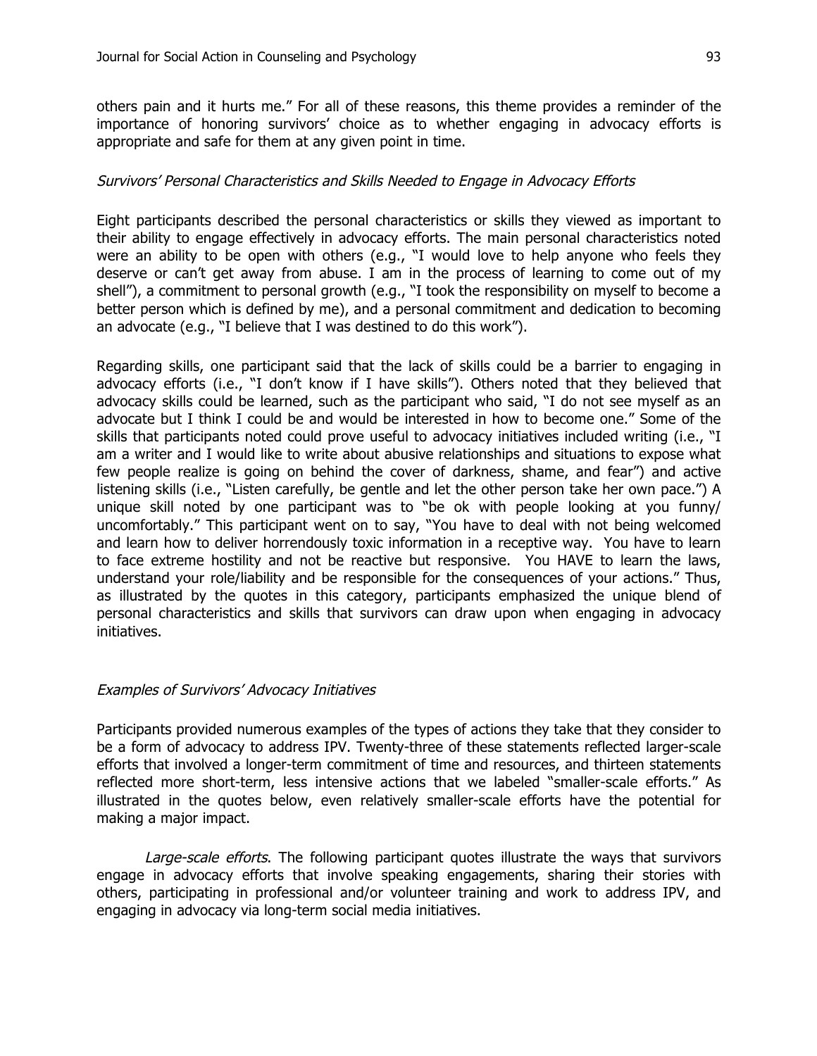others pain and it hurts me." For all of these reasons, this theme provides a reminder of the importance of honoring survivors' choice as to whether engaging in advocacy efforts is appropriate and safe for them at any given point in time.

### *Survivors' Personal Characteristics and Skills Needed to Engage in Advocacy Efforts*

Eight participants described the personal characteristics or skills they viewed as important to their ability to engage effectively in advocacy efforts. The main personal characteristics noted were an ability to be open with others (e.g., "I would love to help anyone who feels they deserve or can't get away from abuse. I am in the process of learning to come out of my shell"), a commitment to personal growth (e.g., "I took the responsibility on myself to become a better person which is defined by me), and a personal commitment and dedication to becoming an advocate (e.g., "I believe that I was destined to do this work").

Regarding skills, one participant said that the lack of skills could be a barrier to engaging in advocacy efforts (i.e., "I don't know if I have skills"). Others noted that they believed that advocacy skills could be learned, such as the participant who said, "I do not see myself as an advocate but I think I could be and would be interested in how to become one." Some of the skills that participants noted could prove useful to advocacy initiatives included writing (i.e., "I am a writer and I would like to write about abusive relationships and situations to expose what few people realize is going on behind the cover of darkness, shame, and fear") and active listening skills (i.e., "Listen carefully, be gentle and let the other person take her own pace.") A unique skill noted by one participant was to "be ok with people looking at you funny/ uncomfortably." This participant went on to say, "You have to deal with not being welcomed and learn how to deliver horrendously toxic information in a receptive way. You have to learn to face extreme hostility and not be reactive but responsive. You HAVE to learn the laws, understand your role/liability and be responsible for the consequences of your actions." Thus, as illustrated by the quotes in this category, participants emphasized the unique blend of personal characteristics and skills that survivors can draw upon when engaging in advocacy initiatives.

### *Examples of Survivors' Advocacy Initiatives*

Participants provided numerous examples of the types of actions they take that they consider to be a form of advocacy to address IPV. Twenty-three of these statements reflected larger-scale efforts that involved a longer-term commitment of time and resources, and thirteen statements reflected more short-term, less intensive actions that we labeled "smaller-scale efforts." As illustrated in the quotes below, even relatively smaller-scale efforts have the potential for making a major impact.

*Large-scale efforts*. The following participant quotes illustrate the ways that survivors engage in advocacy efforts that involve speaking engagements, sharing their stories with others, participating in professional and/or volunteer training and work to address IPV, and engaging in advocacy via long-term social media initiatives.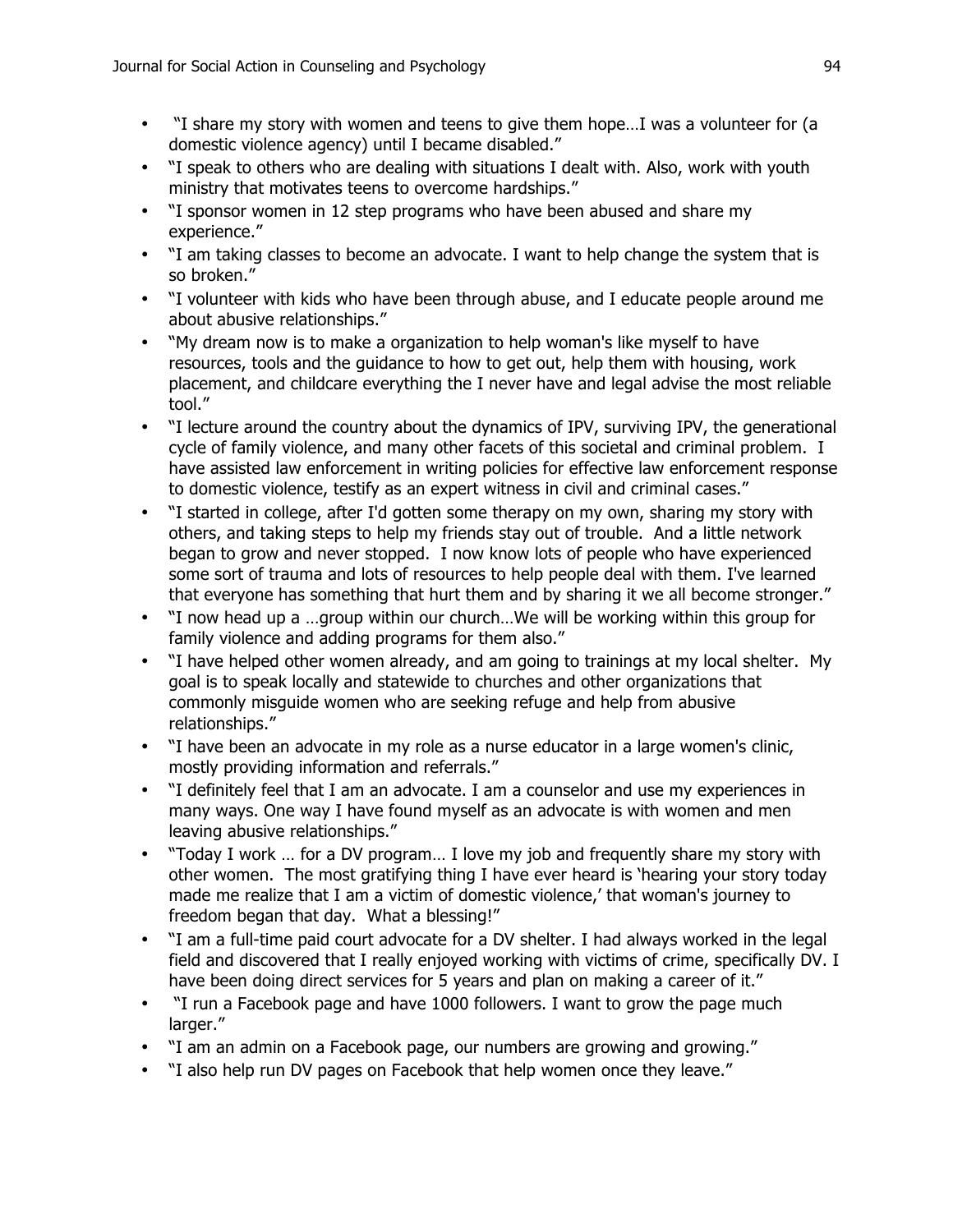- "I share my story with women and teens to give them hope…I was a volunteer for (a domestic violence agency) until I became disabled."
- "I speak to others who are dealing with situations I dealt with. Also, work with youth ministry that motivates teens to overcome hardships."
- "I sponsor women in 12 step programs who have been abused and share my experience."
- "I am taking classes to become an advocate. I want to help change the system that is so broken."
- "I volunteer with kids who have been through abuse, and I educate people around me about abusive relationships."
- "My dream now is to make a organization to help woman's like myself to have resources, tools and the guidance to how to get out, help them with housing, work placement, and childcare everything the I never have and legal advise the most reliable tool."
- "I lecture around the country about the dynamics of IPV, surviving IPV, the generational cycle of family violence, and many other facets of this societal and criminal problem. I have assisted law enforcement in writing policies for effective law enforcement response to domestic violence, testify as an expert witness in civil and criminal cases."
- "I started in college, after I'd gotten some therapy on my own, sharing my story with others, and taking steps to help my friends stay out of trouble. And a little network began to grow and never stopped. I now know lots of people who have experienced some sort of trauma and lots of resources to help people deal with them. I've learned that everyone has something that hurt them and by sharing it we all become stronger."
- "I now head up a …group within our church…We will be working within this group for family violence and adding programs for them also."
- "I have helped other women already, and am going to trainings at my local shelter. My goal is to speak locally and statewide to churches and other organizations that commonly misguide women who are seeking refuge and help from abusive relationships."
- "I have been an advocate in my role as a nurse educator in a large women's clinic, mostly providing information and referrals."
- "I definitely feel that I am an advocate. I am a counselor and use my experiences in many ways. One way I have found myself as an advocate is with women and men leaving abusive relationships."
- "Today I work … for a DV program… I love my job and frequently share my story with other women. The most gratifying thing I have ever heard is 'hearing your story today made me realize that I am a victim of domestic violence,' that woman's journey to freedom began that day. What a blessing!"
- "I am a full-time paid court advocate for a DV shelter. I had always worked in the legal field and discovered that I really enjoyed working with victims of crime, specifically DV. I have been doing direct services for 5 years and plan on making a career of it."
- "I run a Facebook page and have 1000 followers. I want to grow the page much larger."
- "I am an admin on a Facebook page, our numbers are growing and growing."
- "I also help run DV pages on Facebook that help women once they leave."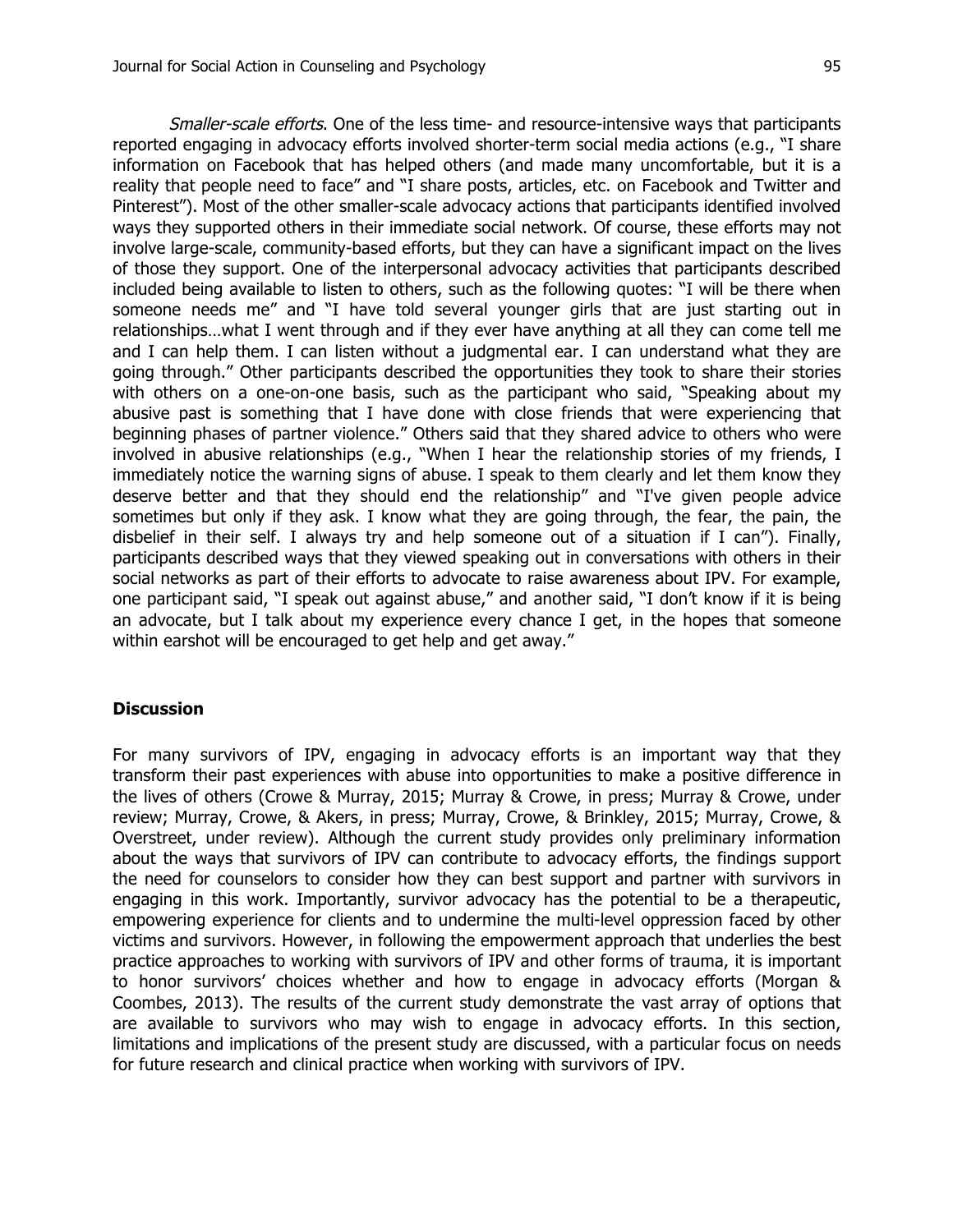*Smaller-scale efforts*. One of the less time- and resource-intensive ways that participants reported engaging in advocacy efforts involved shorter-term social media actions (e.g., "I share information on Facebook that has helped others (and made many uncomfortable, but it is a reality that people need to face" and "I share posts, articles, etc. on Facebook and Twitter and Pinterest"). Most of the other smaller-scale advocacy actions that participants identified involved ways they supported others in their immediate social network. Of course, these efforts may not involve large-scale, community-based efforts, but they can have a significant impact on the lives of those they support. One of the interpersonal advocacy activities that participants described included being available to listen to others, such as the following quotes: "I will be there when someone needs me" and "I have told several younger girls that are just starting out in relationships…what I went through and if they ever have anything at all they can come tell me and I can help them. I can listen without a judgmental ear. I can understand what they are going through." Other participants described the opportunities they took to share their stories with others on a one-on-one basis, such as the participant who said, "Speaking about my abusive past is something that I have done with close friends that were experiencing that beginning phases of partner violence." Others said that they shared advice to others who were involved in abusive relationships (e.g., "When I hear the relationship stories of my friends, I immediately notice the warning signs of abuse. I speak to them clearly and let them know they deserve better and that they should end the relationship" and "I've given people advice sometimes but only if they ask. I know what they are going through, the fear, the pain, the disbelief in their self. I always try and help someone out of a situation if I can"). Finally, participants described ways that they viewed speaking out in conversations with others in their social networks as part of their efforts to advocate to raise awareness about IPV. For example, one participant said, "I speak out against abuse," and another said, "I don't know if it is being an advocate, but I talk about my experience every chance I get, in the hopes that someone within earshot will be encouraged to get help and get away."

## Discussion

For many survivors of IPV, engaging in advocacy efforts is an important way that they transform their past experiences with abuse into opportunities to make a positive difference in the lives of others (Crowe & Murray, 2015; Murray & Crowe, in press; Murray & Crowe, under review; Murray, Crowe, & Akers, in press; Murray, Crowe, & Brinkley, 2015; Murray, Crowe, & Overstreet, under review). Although the current study provides only preliminary information about the ways that survivors of IPV can contribute to advocacy efforts, the findings support the need for counselors to consider how they can best support and partner with survivors in engaging in this work. Importantly, survivor advocacy has the potential to be a therapeutic, empowering experience for clients and to undermine the multi-level oppression faced by other victims and survivors. However, in following the empowerment approach that underlies the best practice approaches to working with survivors of IPV and other forms of trauma, it is important to honor survivors' choices whether and how to engage in advocacy efforts (Morgan & Coombes, 2013). The results of the current study demonstrate the vast array of options that are available to survivors who may wish to engage in advocacy efforts. In this section, limitations and implications of the present study are discussed, with a particular focus on needs for future research and clinical practice when working with survivors of IPV.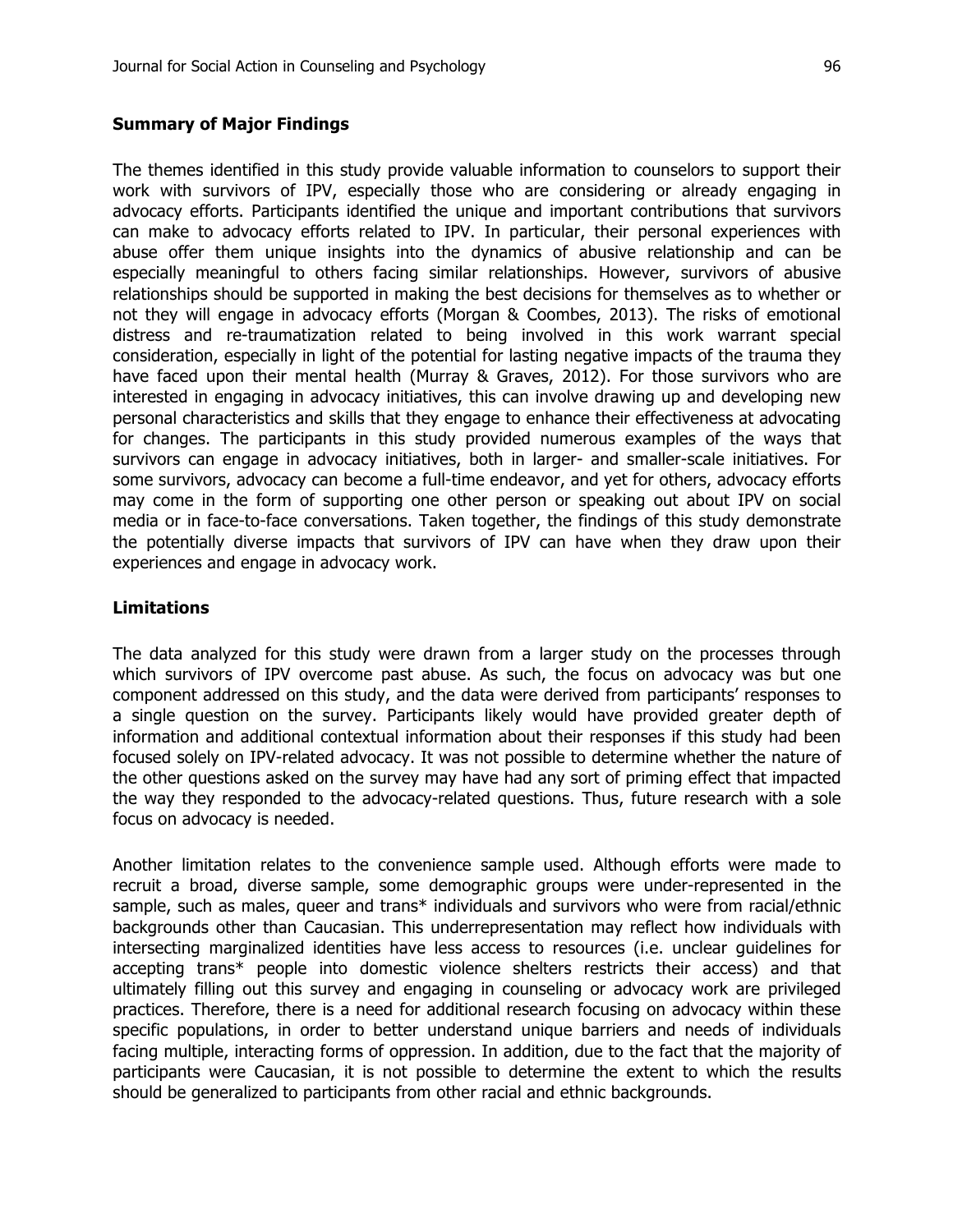### Summary of Major Findings

The themes identified in this study provide valuable information to counselors to support their work with survivors of IPV, especially those who are considering or already engaging in advocacy efforts. Participants identified the unique and important contributions that survivors can make to advocacy efforts related to IPV. In particular, their personal experiences with abuse offer them unique insights into the dynamics of abusive relationship and can be especially meaningful to others facing similar relationships. However, survivors of abusive relationships should be supported in making the best decisions for themselves as to whether or not they will engage in advocacy efforts (Morgan & Coombes, 2013). The risks of emotional distress and re-traumatization related to being involved in this work warrant special consideration, especially in light of the potential for lasting negative impacts of the trauma they have faced upon their mental health (Murray & Graves, 2012). For those survivors who are interested in engaging in advocacy initiatives, this can involve drawing up and developing new personal characteristics and skills that they engage to enhance their effectiveness at advocating for changes. The participants in this study provided numerous examples of the ways that survivors can engage in advocacy initiatives, both in larger- and smaller-scale initiatives. For some survivors, advocacy can become a full-time endeavor, and yet for others, advocacy efforts may come in the form of supporting one other person or speaking out about IPV on social media or in face-to-face conversations. Taken together, the findings of this study demonstrate the potentially diverse impacts that survivors of IPV can have when they draw upon their experiences and engage in advocacy work.

### Limitations

The data analyzed for this study were drawn from a larger study on the processes through which survivors of IPV overcome past abuse. As such, the focus on advocacy was but one component addressed on this study, and the data were derived from participants' responses to a single question on the survey. Participants likely would have provided greater depth of information and additional contextual information about their responses if this study had been focused solely on IPV-related advocacy. It was not possible to determine whether the nature of the other questions asked on the survey may have had any sort of priming effect that impacted the way they responded to the advocacy-related questions. Thus, future research with a sole focus on advocacy is needed.

Another limitation relates to the convenience sample used. Although efforts were made to recruit a broad, diverse sample, some demographic groups were under-represented in the sample, such as males, queer and trans* individuals and survivors who were from racial/ethnic backgrounds other than Caucasian. This underrepresentation may reflect how individuals with intersecting marginalized identities have less access to resources (i.e. unclear guidelines for accepting trans* people into domestic violence shelters restricts their access) and that ultimately filling out this survey and engaging in counseling or advocacy work are privileged practices. Therefore, there is a need for additional research focusing on advocacy within these specific populations, in order to better understand unique barriers and needs of individuals facing multiple, interacting forms of oppression. In addition, due to the fact that the majority of participants were Caucasian, it is not possible to determine the extent to which the results should be generalized to participants from other racial and ethnic backgrounds.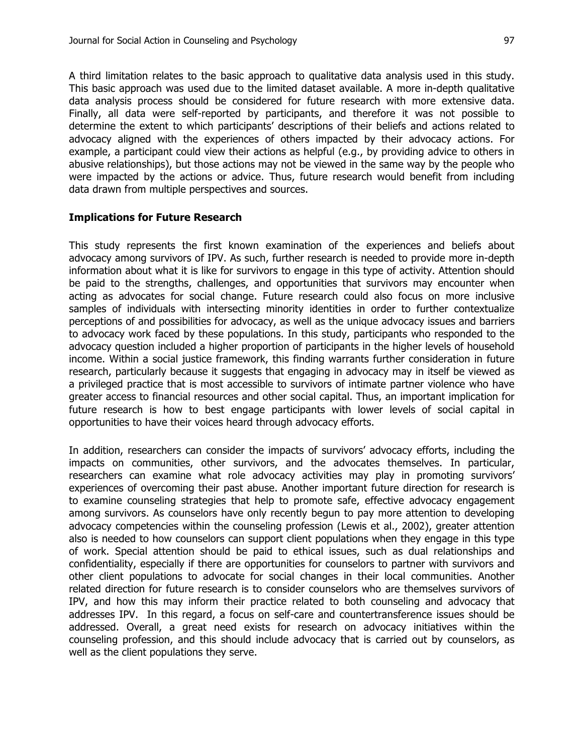A third limitation relates to the basic approach to qualitative data analysis used in this study. This basic approach was used due to the limited dataset available. A more in-depth qualitative data analysis process should be considered for future research with more extensive data. Finally, all data were self-reported by participants, and therefore it was not possible to determine the extent to which participants' descriptions of their beliefs and actions related to advocacy aligned with the experiences of others impacted by their advocacy actions. For example, a participant could view their actions as helpful (e.g., by providing advice to others in abusive relationships), but those actions may not be viewed in the same way by the people who were impacted by the actions or advice. Thus, future research would benefit from including data drawn from multiple perspectives and sources.

### Implications for Future Research

This study represents the first known examination of the experiences and beliefs about advocacy among survivors of IPV. As such, further research is needed to provide more in-depth information about what it is like for survivors to engage in this type of activity. Attention should be paid to the strengths, challenges, and opportunities that survivors may encounter when acting as advocates for social change. Future research could also focus on more inclusive samples of individuals with intersecting minority identities in order to further contextualize perceptions of and possibilities for advocacy, as well as the unique advocacy issues and barriers to advocacy work faced by these populations. In this study, participants who responded to the advocacy question included a higher proportion of participants in the higher levels of household income. Within a social justice framework, this finding warrants further consideration in future research, particularly because it suggests that engaging in advocacy may in itself be viewed as a privileged practice that is most accessible to survivors of intimate partner violence who have greater access to financial resources and other social capital. Thus, an important implication for future research is how to best engage participants with lower levels of social capital in opportunities to have their voices heard through advocacy efforts.

In addition, researchers can consider the impacts of survivors' advocacy efforts, including the impacts on communities, other survivors, and the advocates themselves. In particular, researchers can examine what role advocacy activities may play in promoting survivors' experiences of overcoming their past abuse. Another important future direction for research is to examine counseling strategies that help to promote safe, effective advocacy engagement among survivors. As counselors have only recently begun to pay more attention to developing advocacy competencies within the counseling profession (Lewis et al., 2002), greater attention also is needed to how counselors can support client populations when they engage in this type of work. Special attention should be paid to ethical issues, such as dual relationships and confidentiality, especially if there are opportunities for counselors to partner with survivors and other client populations to advocate for social changes in their local communities. Another related direction for future research is to consider counselors who are themselves survivors of IPV, and how this may inform their practice related to both counseling and advocacy that addresses IPV. In this regard, a focus on self-care and countertransference issues should be addressed. Overall, a great need exists for research on advocacy initiatives within the counseling profession, and this should include advocacy that is carried out by counselors, as well as the client populations they serve.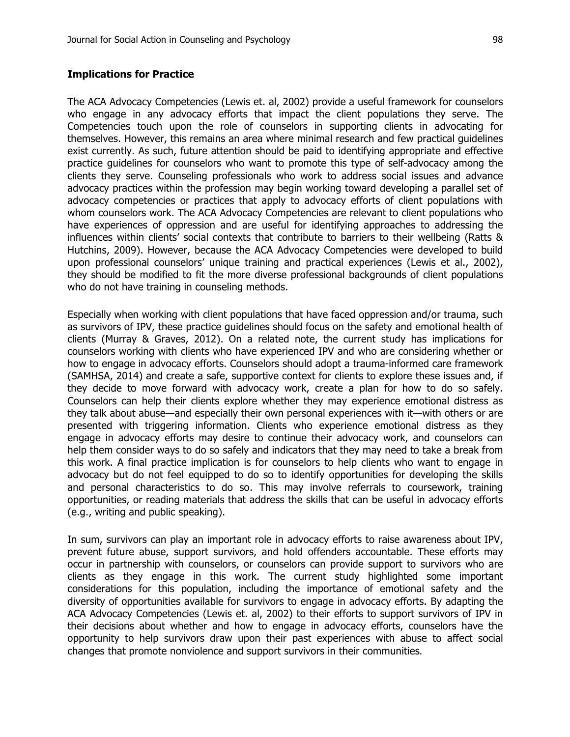**Implications for Practice**

The ACA Advocacy Competencies (Lewis et. al, 2002) provide a useful framework for counselors who engage in any advocacy efforts that impact the client populations they serve. The Competencies touch upon the role of counselors in supporting clients in advocating for themselves. However, this remains an area where minimal research and few practical guidelines exist currently. As such, future attention should be paid to identifying appropriate and effective practice guidelines for counselors who want to promote this type of self-advocacy among the clients they serve. Counseling professionals who work to address social issues and advance advocacy practices within the profession may begin working toward developing a parallel set of advocacy competencies or practices that apply to advocacy efforts of client populations with whom counselors work. The ACA Advocacy Competencies are relevant to client populations who have experiences of oppression and are useful for identifying approaches to addressing the influences within clients' social contexts that contribute to barriers to their wellbeing (Ratts & Hutchins, 2009). However, because the ACA Advocacy Competencies were developed to build upon professional counselors' unique training and practical experiences (Lewis et al., 2002), they should be modified to fit the more diverse professional backgrounds of client populations who do not have training in counseling methods.

Especially when working with client populations that have faced oppression and/or trauma, such as survivors of IPV, these practice guidelines should focus on the safety and emotional health of clients (Murray & Graves, 2012). On a related note, the current study has implications for counselors working with clients who have experienced IPV and who are considering whether or how to engage in advocacy efforts. Counselors should adopt a trauma-informed care framework (SAMHSA, 2014) and create a safe, supportive context for clients to explore these issues and, if they decide to move forward with advocacy work, create a plan for how to do so safely. Counselors can help their clients explore whether they may experience emotional distress as they talk about abuse—and especially their own personal experiences with it—with others or are presented with triggering information. Clients who experience emotional distress as they engage in advocacy efforts may desire to continue their advocacy work, and counselors can help them consider ways to do so safely and indicators that they may need to take a break from this work. A final practice implication is for counselors to help clients who want to engage in advocacy but do not feel equipped to do so to identify opportunities for developing the skills and personal characteristics to do so. This may involve referrals to coursework, training opportunities, or reading materials that address the skills that can be useful in advocacy efforts (e.g., writing and public speaking).

In sum, survivors can play an important role in advocacy efforts to raise awareness about IPV, prevent future abuse, support survivors, and hold offenders accountable. These efforts may occur in partnership with counselors, or counselors can provide support to survivors who are clients as they engage in this work. The current study highlighted some important considerations for this population, including the importance of emotional safety and the diversity of opportunities available for survivors to engage in advocacy efforts. By adapting the ACA Advocacy Competencies (Lewis et. al, 2002) to their efforts to support survivors of IPV in their decisions about whether and how to engage in advocacy efforts, counselors have the opportunity to help survivors draw upon their past experiences with abuse to affect social changes that promote nonviolence and support survivors in their communities.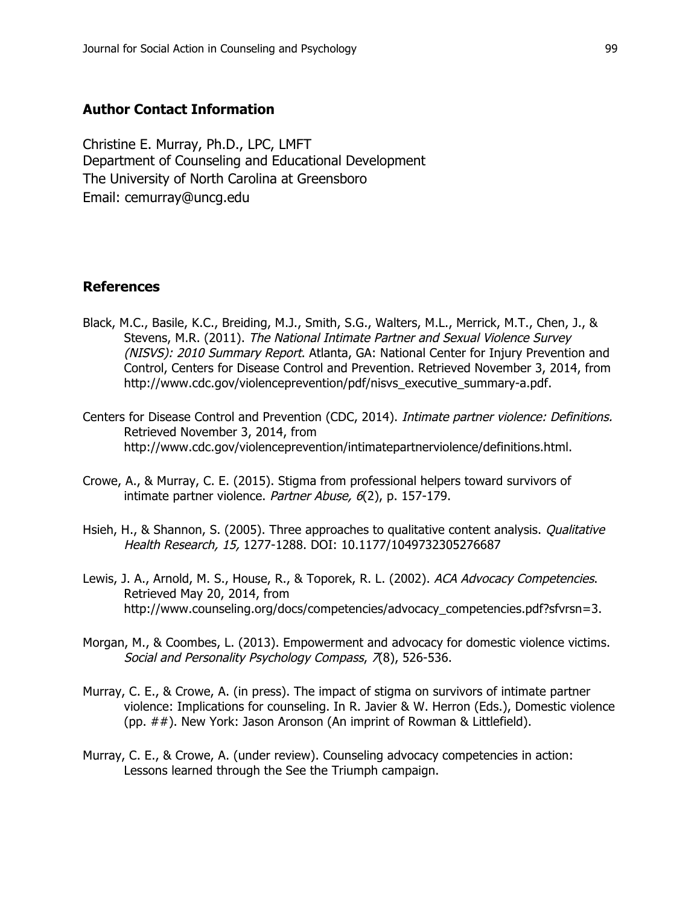## Author Contact Information

Christine E. Murray, Ph.D., LPC, LMFT
Department of Counseling and Educational Development
The University of North Carolina at Greensboro
Email: cemurray@uncg.edu

## References

Black, M.C., Basile, K.C., Breiding, M.J., Smith, S.G., Walters, M.L., Merrick, M.T., Chen, J., & Stevens, M.R. (2011). *The National Intimate Partner and Sexual Violence Survey (NISVS): 2010 Summary Report*. Atlanta, GA: National Center for Injury Prevention and Control, Centers for Disease Control and Prevention. Retrieved November 3, 2014, from http://www.cdc.gov/violenceprevention/pdf/nisvs_executive_summary-a.pdf.

Centers for Disease Control and Prevention (CDC, 2014). *Intimate partner violence: Definitions.* Retrieved November 3, 2014, from http://www.cdc.gov/violenceprevention/intimatepartnerviolence/definitions.html.

Crowe, A., & Murray, C. E. (2015). Stigma from professional helpers toward survivors of intimate partner violence. *Partner Abuse, 6*(2), p. 157-179.

Hsieh, H., & Shannon, S. (2005). Three approaches to qualitative content analysis. *Qualitative Health Research, 15,* 1277-1288. DOI: 10.1177/1049732305276687

Lewis, J. A., Arnold, M. S., House, R., & Toporek, R. L. (2002). *ACA Advocacy Competencies*. Retrieved May 20, 2014, from http://www.counseling.org/docs/competencies/advocacy_competencies.pdf?sfvrsn=3.

Morgan, M., & Coombes, L. (2013). Empowerment and advocacy for domestic violence victims. *Social and Personality Psychology Compass*, *7*(8), 526-536.

Murray, C. E., & Crowe, A. (in press). The impact of stigma on survivors of intimate partner violence: Implications for counseling. In R. Javier & W. Herron (Eds.), Domestic violence (pp. ##). New York: Jason Aronson (An imprint of Rowman & Littlefield).

Murray, C. E., & Crowe, A. (under review). Counseling advocacy competencies in action: Lessons learned through the See the Triumph campaign.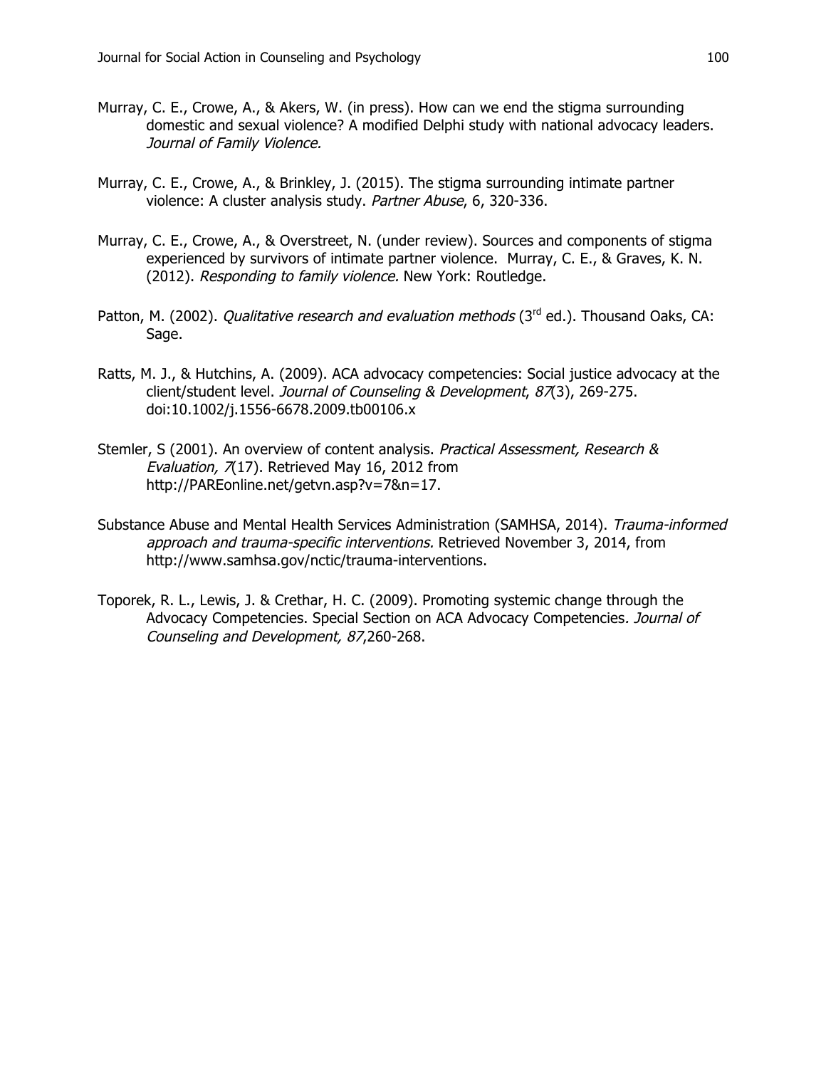Murray, C. E., Crowe, A., & Akers, W. (in press). How can we end the stigma surrounding domestic and sexual violence? A modified Delphi study with national advocacy leaders. *Journal of Family Violence.*

Murray, C. E., Crowe, A., & Brinkley, J. (2015). The stigma surrounding intimate partner violence: A cluster analysis study. *Partner Abuse*, 6, 320-336.

Murray, C. E., Crowe, A., & Overstreet, N. (under review). Sources and components of stigma experienced by survivors of intimate partner violence. Murray, C. E., & Graves, K. N. (2012). *Responding to family violence.* New York: Routledge.

Patton, M. (2002). *Qualitative research and evaluation methods* (3rd ed.). Thousand Oaks, CA: Sage.

Ratts, M. J., & Hutchins, A. (2009). ACA advocacy competencies: Social justice advocacy at the client/student level. *Journal of Counseling & Development*, *87*(3), 269-275. doi:10.1002/j.1556-6678.2009.tb00106.x

Stemler, S (2001). An overview of content analysis. *Practical Assessment, Research & Evaluation, 7*(17). Retrieved May 16, 2012 from http://PAREonline.net/getvn.asp?v=7&n=17.

Substance Abuse and Mental Health Services Administration (SAMHSA, 2014). *Trauma-informed approach and trauma-specific interventions.* Retrieved November 3, 2014, from http://www.samhsa.gov/nctic/trauma-interventions.

Toporek, R. L., Lewis, J. & Crethar, H. C. (2009). Promoting systemic change through the Advocacy Competencies. Special Section on ACA Advocacy Competencies. *Journal of Counseling and Development, 87*,260-268.